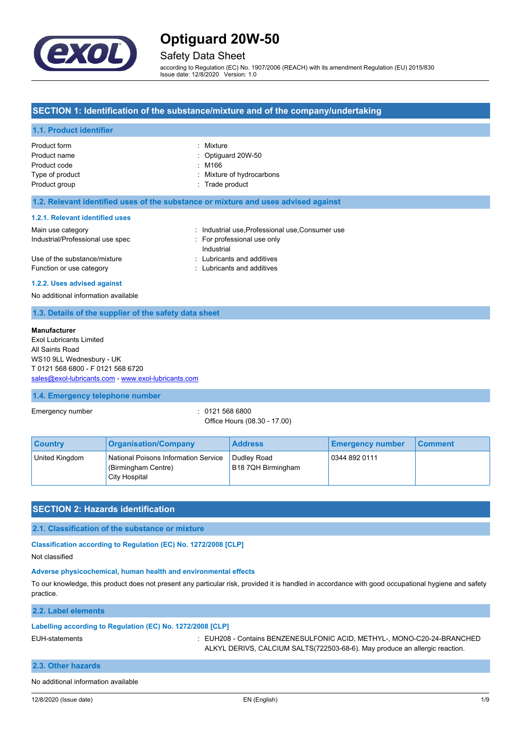# Optiguard 20W-50

## Safety Data Sheet

according to Regulation (EC) No. 1907/2006 (REACH) with its amendment Regulation (EU) 2015/830
Issue date: 12/8/2020 Version: 1.0

## SECTION 1: Identification of the substance/mixture and of the company/undertaking

### 1.1. Product identifier

Product form : Mixture
Product name : Optiguard 20W-50
Product code : M166
Type of product : Mixture of hydrocarbons
Product group : Trade product

### 1.2. Relevant identified uses of the substance or mixture and uses advised against

#### 1.2.1. Relevant identified uses

Main use category : Industrial use,Professional use,Consumer use
Industrial/Professional use spec : For professional use only
Industrial
Use of the substance/mixture : Lubricants and additives
Function or use category : Lubricants and additives

#### 1.2.2. Uses advised against

No additional information available

### 1.3. Details of the supplier of the safety data sheet

**Manufacturer**
Exol Lubricants Limited
All Saints Road
WS10 9LL Wednesbury - UK
T 0121 568 6800 - F 0121 568 6720
sales@exol-lubricants.com - www.exol-lubricants.com

### 1.4. Emergency telephone number

Emergency number : 0121 568 6800
Office Hours (08.30 - 17.00)

| Country | Organisation/Company | Address | Emergency number | Comment |
|---|---|---|---|---|
| United Kingdom | National Poisons Information Service (Birmingham Centre) City Hospital | Dudley Road B18 7QH Birmingham | 0344 892 0111 | |

## SECTION 2: Hazards identification

### 2.1. Classification of the substance or mixture

#### Classification according to Regulation (EC) No. 1272/2008 [CLP]

Not classified

#### Adverse physicochemical, human health and environmental effects

To our knowledge, this product does not present any particular risk, provided it is handled in accordance with good occupational hygiene and safety practice.

### 2.2. Label elements

#### Labelling according to Regulation (EC) No. 1272/2008 [CLP]

EUH-statements : EUH208 - Contains BENZENESULFONIC ACID, METHYL-, MONO-C20-24-BRANCHED ALKYL DERIVS, CALCIUM SALTS(722503-68-6). May produce an allergic reaction.

### 2.3. Other hazards

No additional information available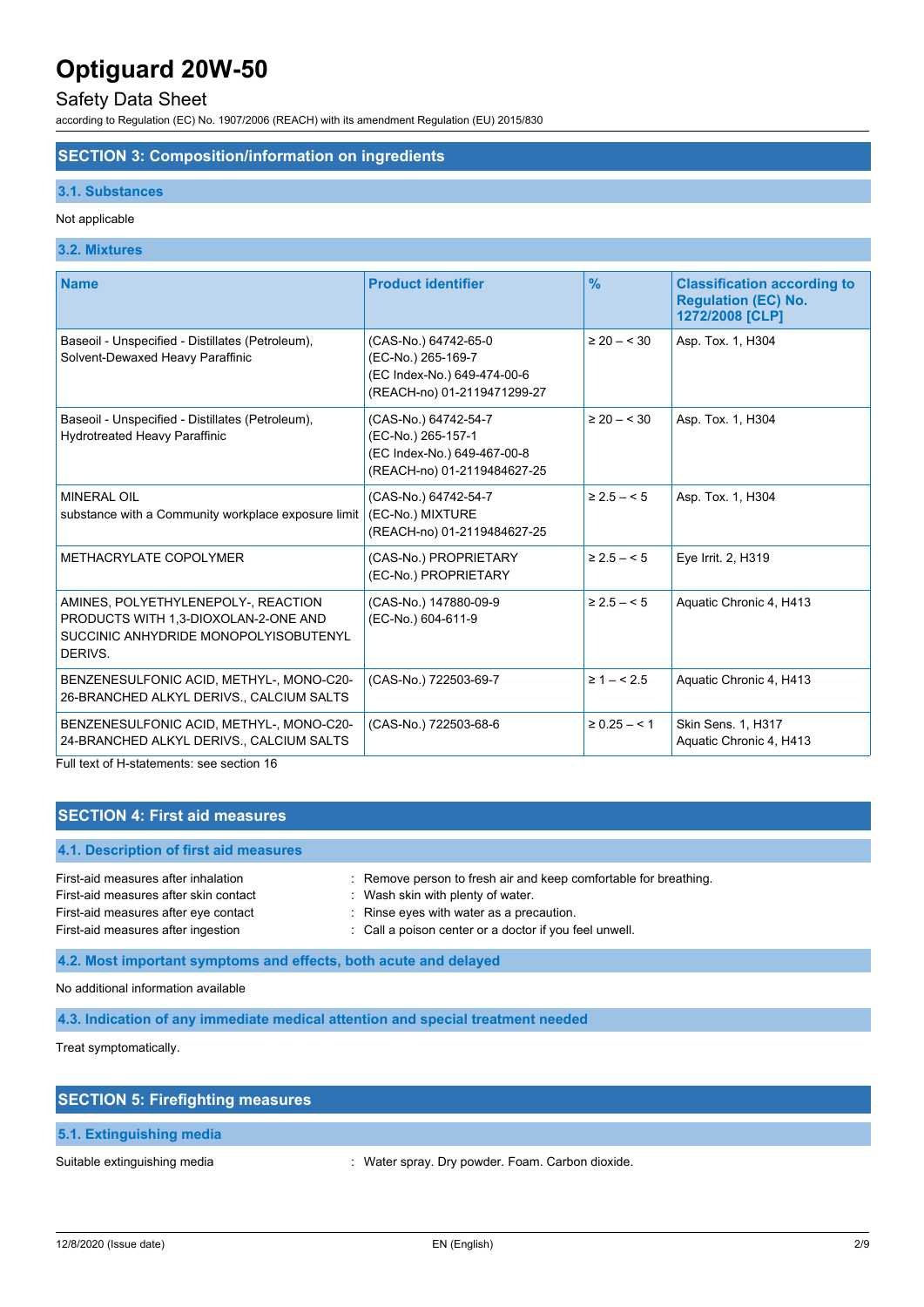## SECTION 3: Composition/information on ingredients

### 3.1. Substances

Not applicable

### 3.2. Mixtures

| Name | Product identifier | % | Classification according to Regulation (EC) No. 1272/2008 [CLP] |
|---|---|---|---|
| Baseoil - Unspecified - Distillates (Petroleum), Solvent-Dewaxed Heavy Paraffinic | (CAS-No.) 64742-65-0<br>(EC-No.) 265-169-7<br>(EC Index-No.) 649-474-00-6<br>(REACH-no) 01-2119471299-27 | ≥ 20 – < 30 | Asp. Tox. 1, H304 |
| Baseoil - Unspecified - Distillates (Petroleum), Hydrotreated Heavy Paraffinic | (CAS-No.) 64742-54-7<br>(EC-No.) 265-157-1<br>(EC Index-No.) 649-467-00-8<br>(REACH-no) 01-2119484627-25 | ≥ 20 – < 30 | Asp. Tox. 1, H304 |
| MINERAL OIL<br>substance with a Community workplace exposure limit | (CAS-No.) 64742-54-7<br>(EC-No.) MIXTURE<br>(REACH-no) 01-2119484627-25 | ≥ 2.5 – < 5 | Asp. Tox. 1, H304 |
| METHACRYLATE COPOLYMER | (CAS-No.) PROPRIETARY<br>(EC-No.) PROPRIETARY | ≥ 2.5 – < 5 | Eye Irrit. 2, H319 |
| AMINES, POLYETHYLENEPOLY-, REACTION PRODUCTS WITH 1,3-DIOXOLAN-2-ONE AND SUCCINIC ANHYDRIDE MONOPOLYISOBUTENYL DERIVS. | (CAS-No.) 147880-09-9<br>(EC-No.) 604-611-9 | ≥ 2.5 – < 5 | Aquatic Chronic 4, H413 |
| BENZENESULFONIC ACID, METHYL-, MONO-C20-26-BRANCHED ALKYL DERIVS., CALCIUM SALTS | (CAS-No.) 722503-69-7 | ≥ 1 – < 2.5 | Aquatic Chronic 4, H413 |
| BENZENESULFONIC ACID, METHYL-, MONO-C20-24-BRANCHED ALKYL DERIVS., CALCIUM SALTS | (CAS-No.) 722503-68-6 | ≥ 0.25 – < 1 | Skin Sens. 1, H317<br>Aquatic Chronic 4, H413 |

Full text of H-statements: see section 16

## SECTION 4: First aid measures

### 4.1. Description of first aid measures

First-aid measures after inhalation : Remove person to fresh air and keep comfortable for breathing.
First-aid measures after skin contact : Wash skin with plenty of water.
First-aid measures after eye contact : Rinse eyes with water as a precaution.
First-aid measures after ingestion : Call a poison center or a doctor if you feel unwell.

### 4.2. Most important symptoms and effects, both acute and delayed

No additional information available

### 4.3. Indication of any immediate medical attention and special treatment needed

Treat symptomatically.

## SECTION 5: Firefighting measures

### 5.1. Extinguishing media

Suitable extinguishing media : Water spray. Dry powder. Foam. Carbon dioxide.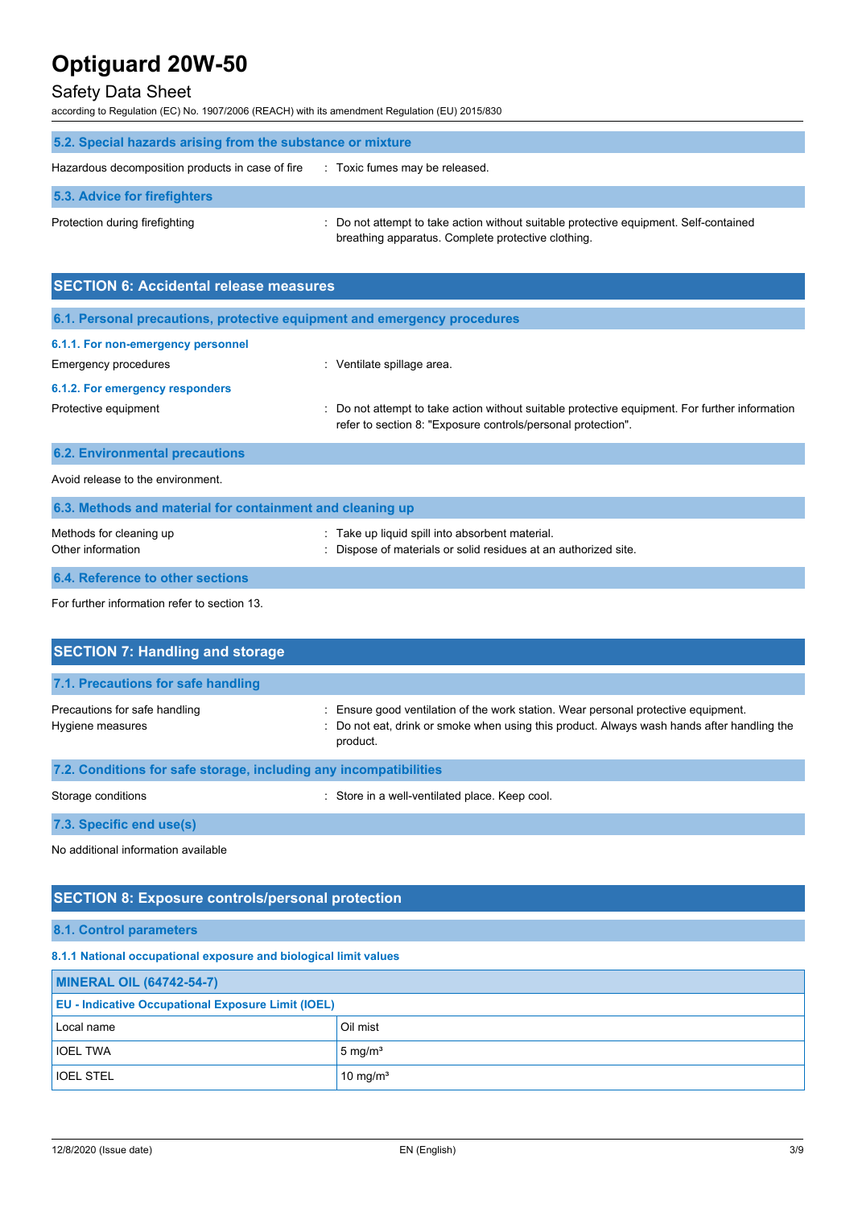### 5.2. Special hazards arising from the substance or mixture

Hazardous decomposition products in case of fire : Toxic fumes may be released.

### 5.3. Advice for firefighters

Protection during firefighting : Do not attempt to take action without suitable protective equipment. Self-contained breathing apparatus. Complete protective clothing.

## SECTION 6: Accidental release measures

### 6.1. Personal precautions, protective equipment and emergency procedures

#### 6.1.1. For non-emergency personnel

Emergency procedures : Ventilate spillage area.

#### 6.1.2. For emergency responders

Protective equipment : Do not attempt to take action without suitable protective equipment. For further information refer to section 8: "Exposure controls/personal protection".

### 6.2. Environmental precautions

Avoid release to the environment.

### 6.3. Methods and material for containment and cleaning up

Methods for cleaning up : Take up liquid spill into absorbent material.

Other information : Dispose of materials or solid residues at an authorized site.

### 6.4. Reference to other sections

For further information refer to section 13.

## SECTION 7: Handling and storage

### 7.1. Precautions for safe handling

Precautions for safe handling : Ensure good ventilation of the work station. Wear personal protective equipment.

Hygiene measures : Do not eat, drink or smoke when using this product. Always wash hands after handling the product.

### 7.2. Conditions for safe storage, including any incompatibilities

Storage conditions : Store in a well-ventilated place. Keep cool.

### 7.3. Specific end use(s)

No additional information available

## SECTION 8: Exposure controls/personal protection

### 8.1. Control parameters

#### 8.1.1 National occupational exposure and biological limit values

| MINERAL OIL (64742-54-7) | |
|---|---|
| **EU - Indicative Occupational Exposure Limit (IOEL)** | |
| Local name | Oil mist |
| IOEL TWA | 5 mg/m³ |
| IOEL STEL | 10 mg/m³ |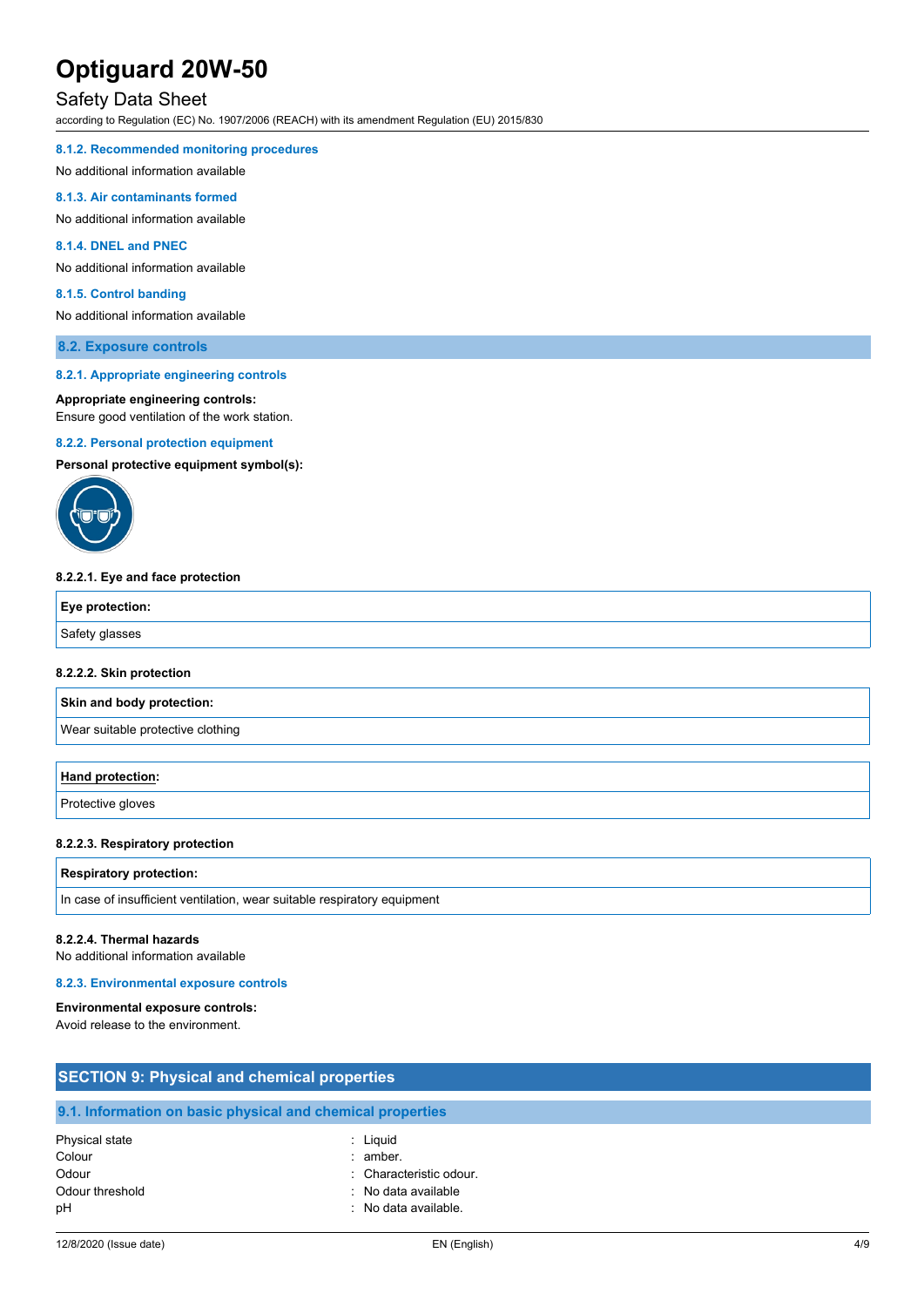#### 8.1.2. Recommended monitoring procedures

No additional information available

#### 8.1.3. Air contaminants formed

No additional information available

#### 8.1.4. DNEL and PNEC

No additional information available

#### 8.1.5. Control banding

No additional information available

### 8.2. Exposure controls

#### 8.2.1. Appropriate engineering controls

**Appropriate engineering controls:**
Ensure good ventilation of the work station.

#### 8.2.2. Personal protection equipment

**Personal protective equipment symbol(s):**

**8.2.2.1. Eye and face protection**

| Eye protection: |
| --- |
| Safety glasses |

**8.2.2.2. Skin protection**

| Skin and body protection: |
| --- |
| Wear suitable protective clothing |

| **Hand protection**: |
| --- |
| Protective gloves |

**8.2.2.3. Respiratory protection**

| Respiratory protection: |
| --- |
| In case of insufficient ventilation, wear suitable respiratory equipment |

**8.2.2.4. Thermal hazards**
No additional information available

#### 8.2.3. Environmental exposure controls

**Environmental exposure controls:**
Avoid release to the environment.

## SECTION 9: Physical and chemical properties

### 9.1. Information on basic physical and chemical properties

| | |
| --- | --- |
| Physical state | : Liquid |
| Colour | : amber. |
| Odour | : Characteristic odour. |
| Odour threshold | : No data available |
| pH | : No data available. |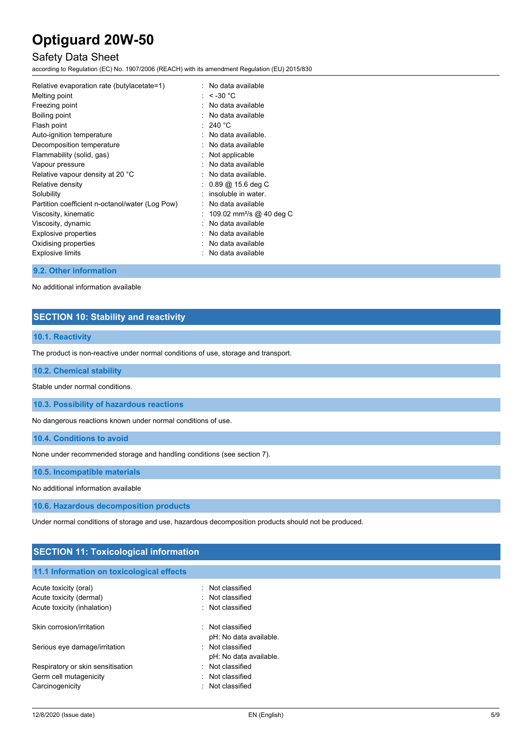| | |
|---|---|
| Relative evaporation rate (butylacetate=1) | : No data available |
| Melting point | : < -30 °C |
| Freezing point | : No data available |
| Boiling point | : No data available |
| Flash point | : 240 °C |
| Auto-ignition temperature | : No data available. |
| Decomposition temperature | : No data available |
| Flammability (solid, gas) | : Not applicable |
| Vapour pressure | : No data available |
| Relative vapour density at 20 °C | : No data available. |
| Relative density | : 0.89 @ 15.6 deg C |
| Solubility | : insoluble in water. |
| Partition coefficient n-octanol/water (Log Pow) | : No data available |
| Viscosity, kinematic | : 109.02 $mm^2/s$ @ 40 deg C |
| Viscosity, dynamic | : No data available |
| Explosive properties | : No data available |
| Oxidising properties | : No data available |
| Explosive limits | : No data available |

### 9.2. Other information

No additional information available

## SECTION 10: Stability and reactivity

### 10.1. Reactivity

The product is non-reactive under normal conditions of use, storage and transport.

### 10.2. Chemical stability

Stable under normal conditions.

### 10.3. Possibility of hazardous reactions

No dangerous reactions known under normal conditions of use.

### 10.4. Conditions to avoid

None under recommended storage and handling conditions (see section 7).

### 10.5. Incompatible materials

No additional information available

### 10.6. Hazardous decomposition products

Under normal conditions of storage and use, hazardous decomposition products should not be produced.

## SECTION 11: Toxicological information

### 11.1 Information on toxicological effects

| | |
|---|---|
| Acute toxicity (oral) | : Not classified |
| Acute toxicity (dermal) | : Not classified |
| Acute toxicity (inhalation) | : Not classified |
| Skin corrosion/irritation | : Not classified<br>pH: No data available. |
| Serious eye damage/irritation | : Not classified<br>pH: No data available. |
| Respiratory or skin sensitisation | : Not classified |
| Germ cell mutagenicity | : Not classified |
| Carcinogenicity | : Not classified |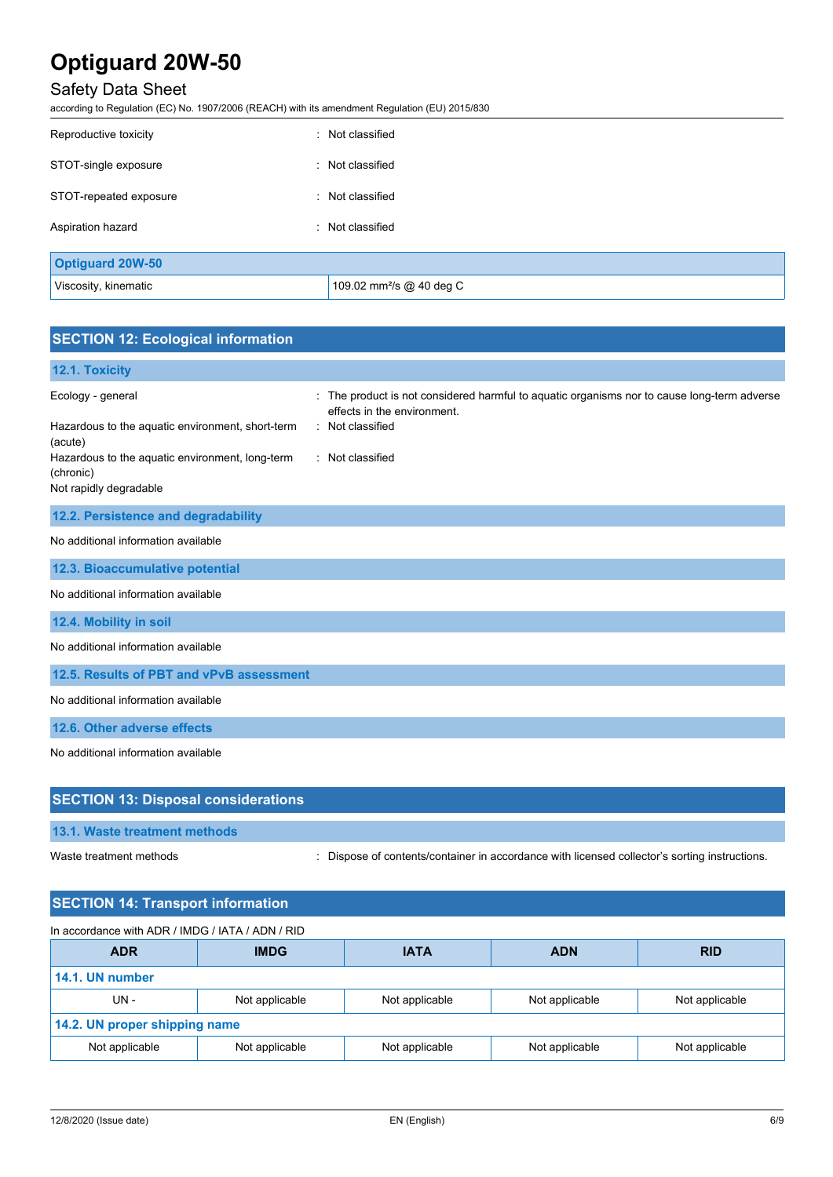Reproductive toxicity : Not classified

STOT-single exposure : Not classified

STOT-repeated exposure : Not classified

Aspiration hazard : Not classified

| Optiguard 20W-50 | |
|---|---|
| Viscosity, kinematic | 109.02 $mm^2/s$ @ 40 deg C |

## SECTION 12: Ecological information

### 12.1. Toxicity

Ecology - general : The product is not considered harmful to aquatic organisms nor to cause long-term adverse effects in the environment.

Hazardous to the aquatic environment, short-term (acute) : Not classified

Hazardous to the aquatic environment, long-term (chronic) : Not classified

Not rapidly degradable

### 12.2. Persistence and degradability

No additional information available

### 12.3. Bioaccumulative potential

No additional information available

### 12.4. Mobility in soil

No additional information available

### 12.5. Results of PBT and vPvB assessment

No additional information available

### 12.6. Other adverse effects

No additional information available

## SECTION 13: Disposal considerations

### 13.1. Waste treatment methods

Waste treatment methods : Dispose of contents/container in accordance with licensed collector's sorting instructions.

## SECTION 14: Transport information

In accordance with ADR / IMDG / IATA / ADN / RID

| ADR | IMDG | IATA | ADN | RID |
|---|---|---|---|---|
| **14.1. UN number** | | | | |
| UN - | Not applicable | Not applicable | Not applicable | Not applicable |
| **14.2. UN proper shipping name** | | | | |
| Not applicable | Not applicable | Not applicable | Not applicable | Not applicable |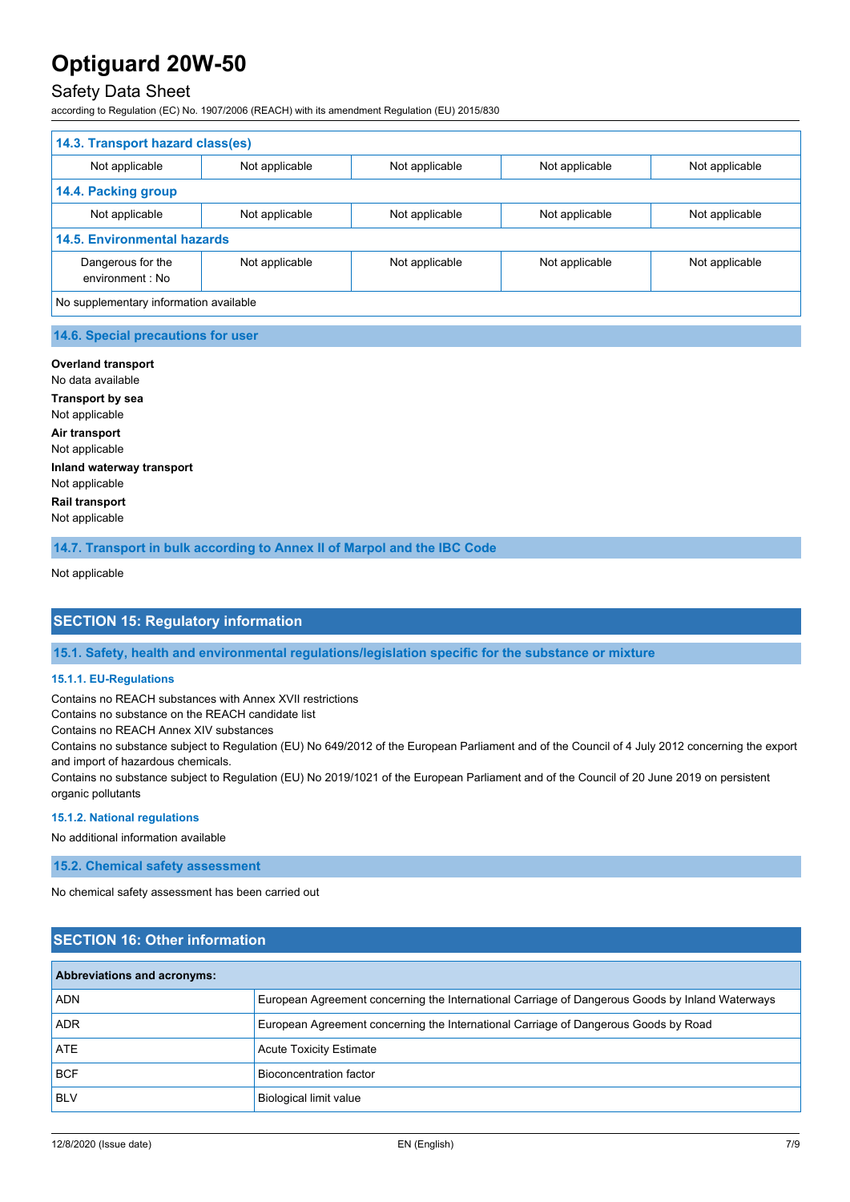| 14.3. Transport hazard class(es) | | | | |
|---|---|---|---|---|
| Not applicable | Not applicable | Not applicable | Not applicable | Not applicable |
| **14.4. Packing group** | | | | |
| Not applicable | Not applicable | Not applicable | Not applicable | Not applicable |
| **14.5. Environmental hazards** | | | | |
| Dangerous for the environment : No | Not applicable | Not applicable | Not applicable | Not applicable |
| No supplementary information available | | | | |

### 14.6. Special precautions for user

**Overland transport**
No data available

**Transport by sea**
Not applicable

**Air transport**
Not applicable

**Inland waterway transport**
Not applicable

**Rail transport**
Not applicable

### 14.7. Transport in bulk according to Annex II of Marpol and the IBC Code

Not applicable

## SECTION 15: Regulatory information

### 15.1. Safety, health and environmental regulations/legislation specific for the substance or mixture

#### 15.1.1. EU-Regulations

Contains no REACH substances with Annex XVII restrictions
Contains no substance on the REACH candidate list
Contains no REACH Annex XIV substances
Contains no substance subject to Regulation (EU) No 649/2012 of the European Parliament and of the Council of 4 July 2012 concerning the export and import of hazardous chemicals.
Contains no substance subject to Regulation (EU) No 2019/1021 of the European Parliament and of the Council of 20 June 2019 on persistent organic pollutants

#### 15.1.2. National regulations

No additional information available

### 15.2. Chemical safety assessment

No chemical safety assessment has been carried out

## SECTION 16: Other information

| Abbreviations and acronyms: | |
|---|---|
| ADN | European Agreement concerning the International Carriage of Dangerous Goods by Inland Waterways |
| ADR | European Agreement concerning the International Carriage of Dangerous Goods by Road |
| ATE | Acute Toxicity Estimate |
| BCF | Bioconcentration factor |
| BLV | Biological limit value |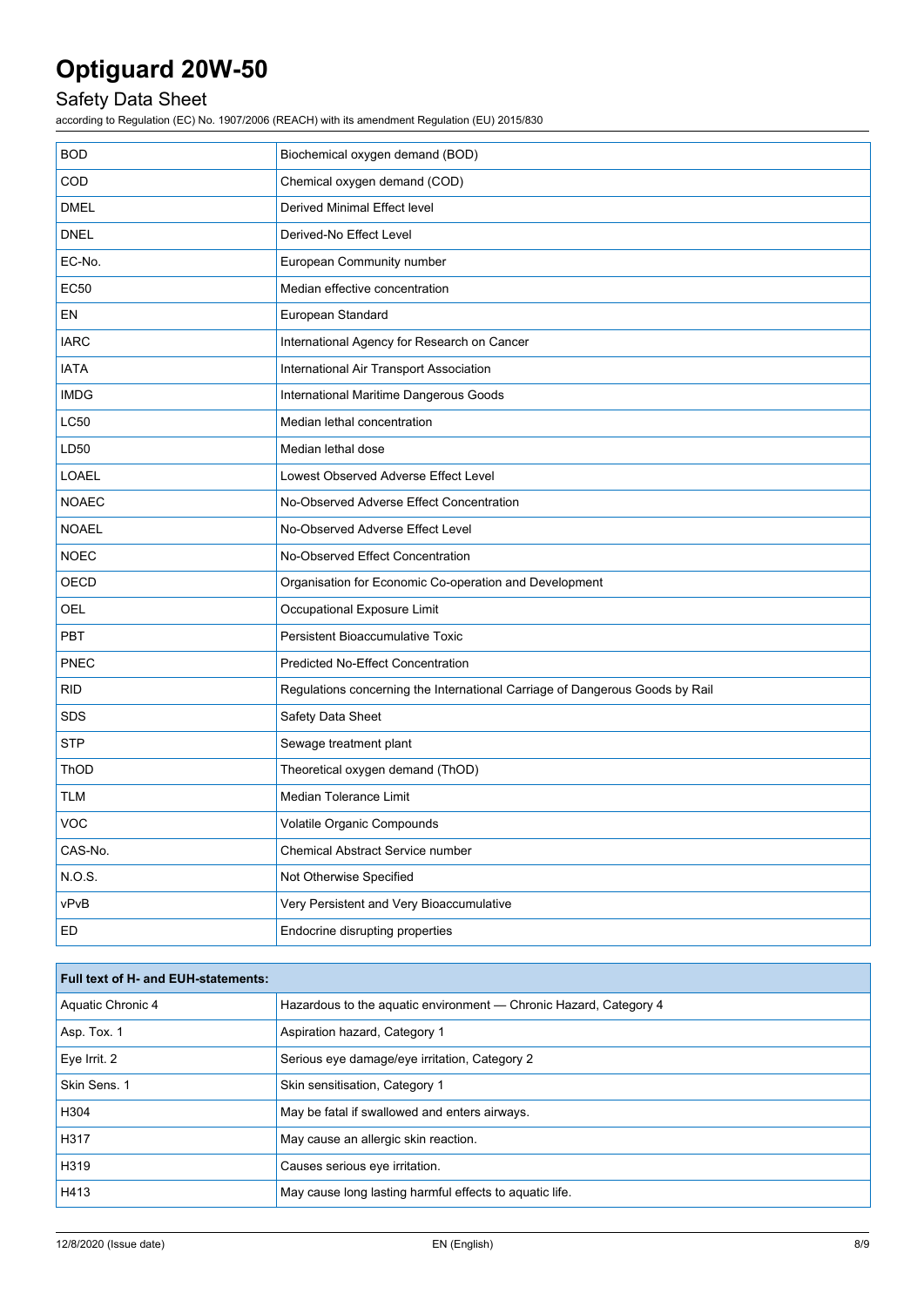| | |
|---|---|
| BOD | Biochemical oxygen demand (BOD) |
| COD | Chemical oxygen demand (COD) |
| DMEL | Derived Minimal Effect level |
| DNEL | Derived-No Effect Level |
| EC-No. | European Community number |
| EC50 | Median effective concentration |
| EN | European Standard |
| IARC | International Agency for Research on Cancer |
| IATA | International Air Transport Association |
| IMDG | International Maritime Dangerous Goods |
| LC50 | Median lethal concentration |
| LD50 | Median lethal dose |
| LOAEL | Lowest Observed Adverse Effect Level |
| NOAEC | No-Observed Adverse Effect Concentration |
| NOAEL | No-Observed Adverse Effect Level |
| NOEC | No-Observed Effect Concentration |
| OECD | Organisation for Economic Co-operation and Development |
| OEL | Occupational Exposure Limit |
| PBT | Persistent Bioaccumulative Toxic |
| PNEC | Predicted No-Effect Concentration |
| RID | Regulations concerning the International Carriage of Dangerous Goods by Rail |
| SDS | Safety Data Sheet |
| STP | Sewage treatment plant |
| ThOD | Theoretical oxygen demand (ThOD) |
| TLM | Median Tolerance Limit |
| VOC | Volatile Organic Compounds |
| CAS-No. | Chemical Abstract Service number |
| N.O.S. | Not Otherwise Specified |
| vPvB | Very Persistent and Very Bioaccumulative |
| ED | Endocrine disrupting properties |

| **Full text of H- and EUH-statements:** | |
|---|---|
| Aquatic Chronic 4 | Hazardous to the aquatic environment — Chronic Hazard, Category 4 |
| Asp. Tox. 1 | Aspiration hazard, Category 1 |
| Eye Irrit. 2 | Serious eye damage/eye irritation, Category 2 |
| Skin Sens. 1 | Skin sensitisation, Category 1 |
| H304 | May be fatal if swallowed and enters airways. |
| H317 | May cause an allergic skin reaction. |
| H319 | Causes serious eye irritation. |
| H413 | May cause long lasting harmful effects to aquatic life. |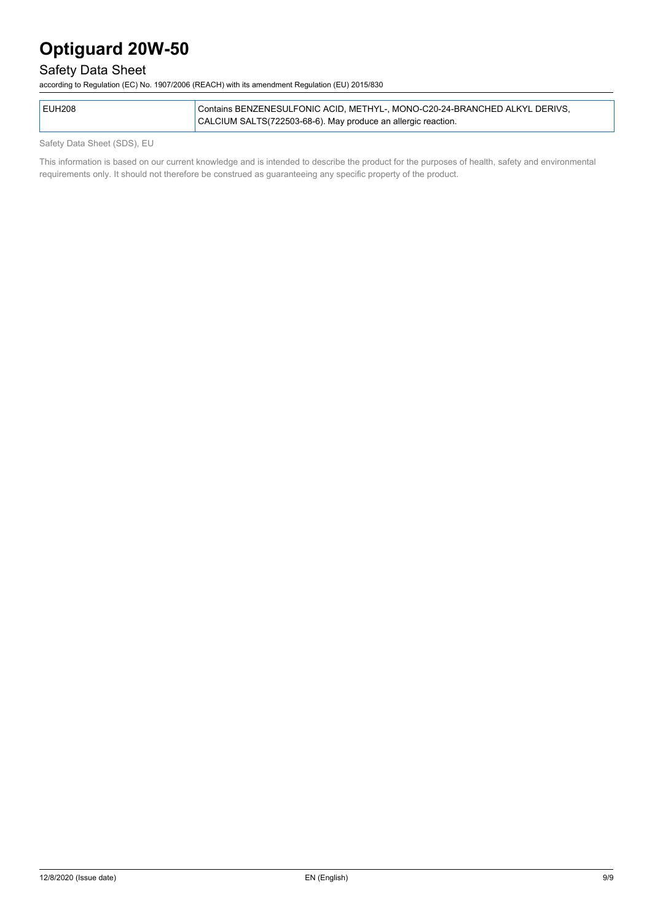| | |
|---|---|
| EUH208 | Contains BENZENESULFONIC ACID, METHYL-, MONO-C20-24-BRANCHED ALKYL DERIVS, CALCIUM SALTS(722503-68-6). May produce an allergic reaction. |

Safety Data Sheet (SDS), EU

This information is based on our current knowledge and is intended to describe the product for the purposes of health, safety and environmental requirements only. It should not therefore be construed as guaranteeing any specific property of the product.